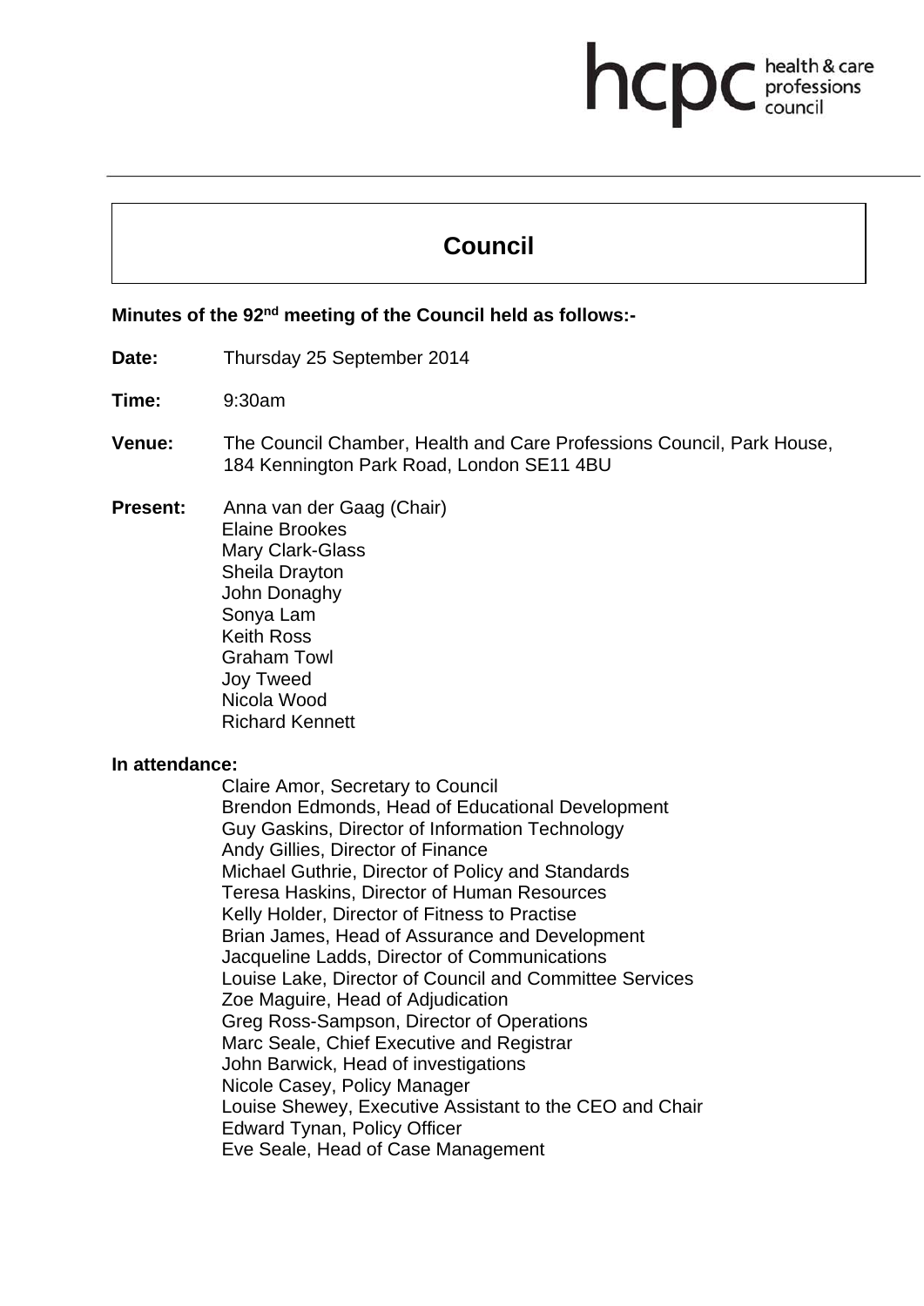# Council

**Minutes of the 92nd meeting of the Council held as follows:-**

**Date:** Thursday 25 September 2014

**Time:** 9:30am

**Venue:** The Council Chamber, Health and Care Professions Council, Park House, 184 Kennington Park Road, London SE11 4BU

**Present:** Anna van der Gaag (Chair)
Elaine Brookes
Mary Clark-Glass
Sheila Drayton
John Donaghy
Sonya Lam
Keith Ross
Graham Towl
Joy Tweed
Nicola Wood
Richard Kennett

**In attendance:**

Claire Amor, Secretary to Council
Brendon Edmonds, Head of Educational Development
Guy Gaskins, Director of Information Technology
Andy Gillies, Director of Finance
Michael Guthrie, Director of Policy and Standards
Teresa Haskins, Director of Human Resources
Kelly Holder, Director of Fitness to Practise
Brian James, Head of Assurance and Development
Jacqueline Ladds, Director of Communications
Louise Lake, Director of Council and Committee Services
Zoe Maguire, Head of Adjudication
Greg Ross-Sampson, Director of Operations
Marc Seale, Chief Executive and Registrar
John Barwick, Head of investigations
Nicole Casey, Policy Manager
Louise Shewey, Executive Assistant to the CEO and Chair
Edward Tynan, Policy Officer
Eve Seale, Head of Case Management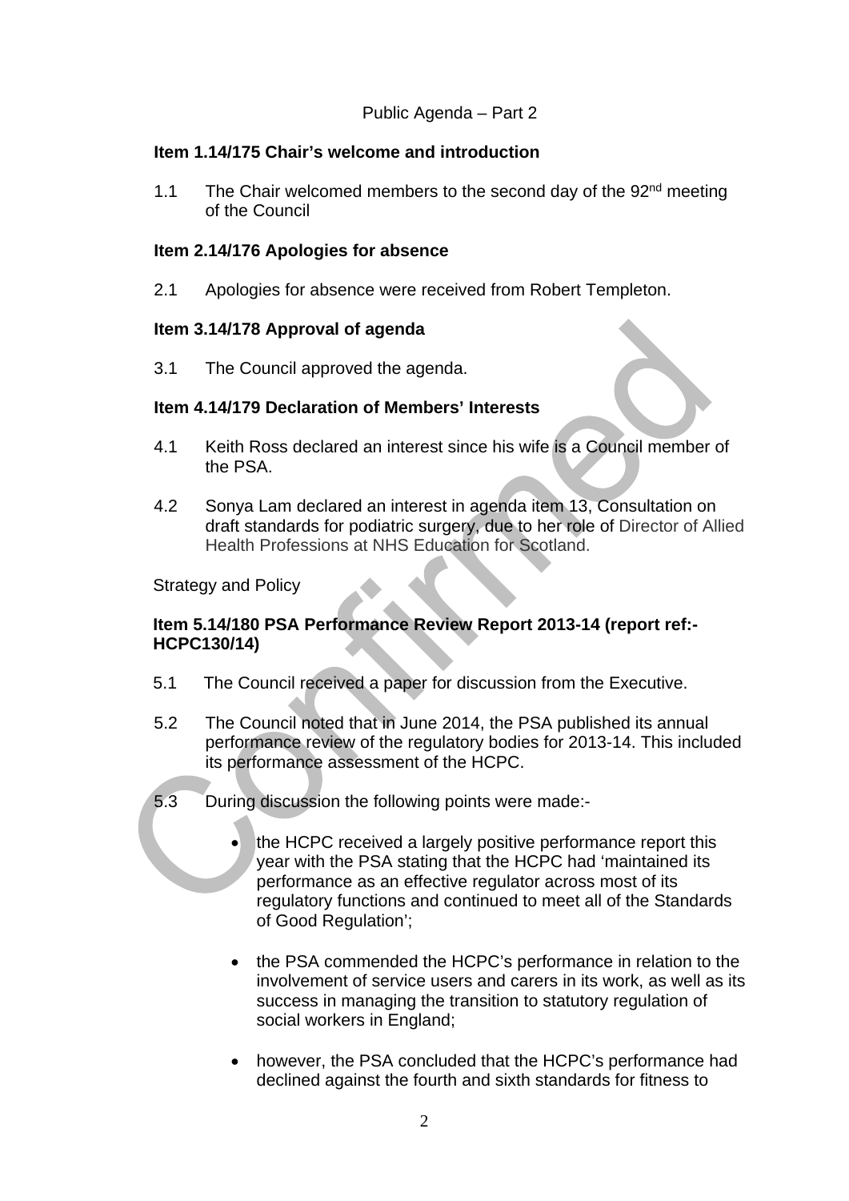Public Agenda – Part 2

**Item 1.14/175 Chair's welcome and introduction**

1.1 The Chair welcomed members to the second day of the 92nd meeting of the Council

**Item 2.14/176 Apologies for absence**

2.1 Apologies for absence were received from Robert Templeton.

**Item 3.14/178 Approval of agenda**

3.1 The Council approved the agenda.

**Item 4.14/179 Declaration of Members' Interests**

4.1 Keith Ross declared an interest since his wife is a Council member of the PSA.

4.2 Sonya Lam declared an interest in agenda item 13, Consultation on draft standards for podiatric surgery, due to her role of Director of Allied Health Professions at NHS Education for Scotland.

Strategy and Policy

**Item 5.14/180 PSA Performance Review Report 2013-14 (report ref:- HCPC130/14)**

5.1 The Council received a paper for discussion from the Executive.

5.2 The Council noted that in June 2014, the PSA published its annual performance review of the regulatory bodies for 2013-14. This included its performance assessment of the HCPC.

5.3 During discussion the following points were made:-

- the HCPC received a largely positive performance report this year with the PSA stating that the HCPC had 'maintained its performance as an effective regulator across most of its regulatory functions and continued to meet all of the Standards of Good Regulation';

- the PSA commended the HCPC's performance in relation to the involvement of service users and carers in its work, as well as its success in managing the transition to statutory regulation of social workers in England;

- however, the PSA concluded that the HCPC's performance had declined against the fourth and sixth standards for fitness to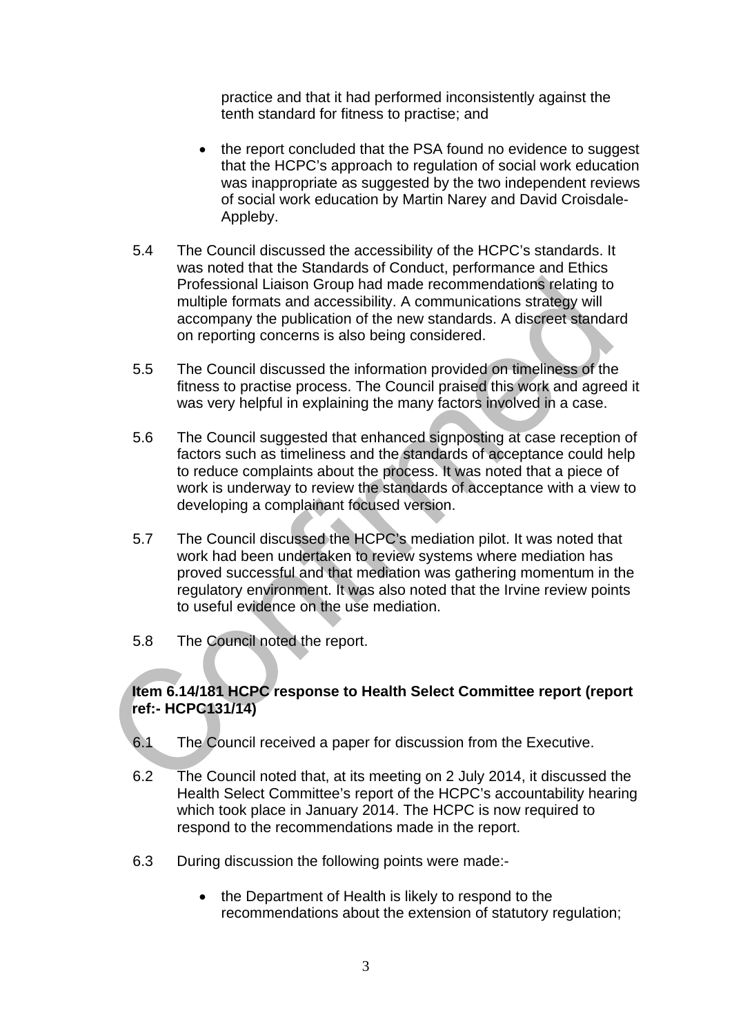practice and that it had performed inconsistently against the tenth standard for fitness to practise; and

- the report concluded that the PSA found no evidence to suggest that the HCPC's approach to regulation of social work education was inappropriate as suggested by the two independent reviews of social work education by Martin Narey and David Croisdale-Appleby.

5.4 The Council discussed the accessibility of the HCPC's standards. It was noted that the Standards of Conduct, performance and Ethics Professional Liaison Group had made recommendations relating to multiple formats and accessibility. A communications strategy will accompany the publication of the new standards. A discreet standard on reporting concerns is also being considered.

5.5 The Council discussed the information provided on timeliness of the fitness to practise process. The Council praised this work and agreed it was very helpful in explaining the many factors involved in a case.

5.6 The Council suggested that enhanced signposting at case reception of factors such as timeliness and the standards of acceptance could help to reduce complaints about the process. It was noted that a piece of work is underway to review the standards of acceptance with a view to developing a complainant focused version.

5.7 The Council discussed the HCPC's mediation pilot. It was noted that work had been undertaken to review systems where mediation has proved successful and that mediation was gathering momentum in the regulatory environment. It was also noted that the Irvine review points to useful evidence on the use mediation.

5.8 The Council noted the report.

**Item 6.14/181 HCPC response to Health Select Committee report (report ref:- HCPC131/14)**

6.1 The Council received a paper for discussion from the Executive.

6.2 The Council noted that, at its meeting on 2 July 2014, it discussed the Health Select Committee's report of the HCPC's accountability hearing which took place in January 2014. The HCPC is now required to respond to the recommendations made in the report.

6.3 During discussion the following points were made:-

- the Department of Health is likely to respond to the recommendations about the extension of statutory regulation;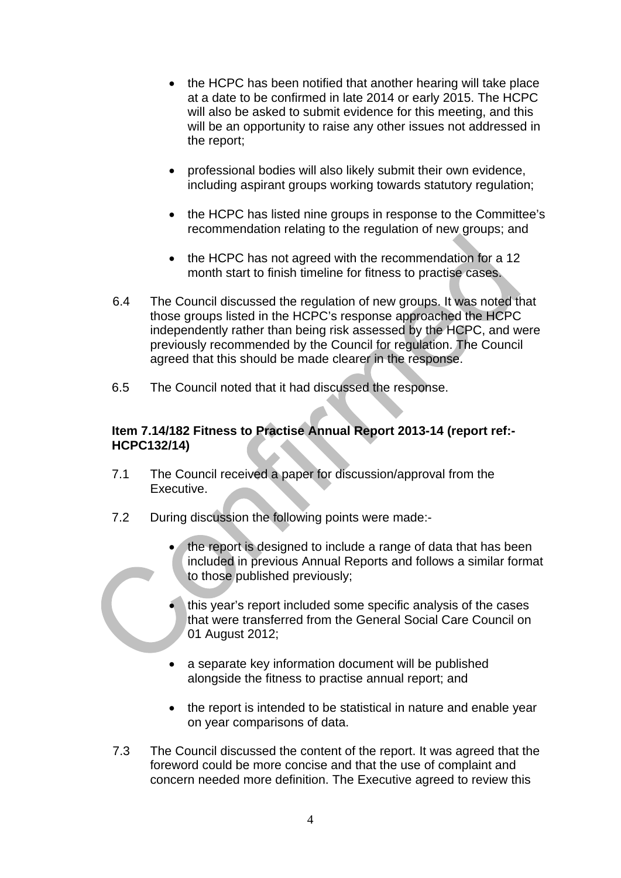- the HCPC has been notified that another hearing will take place at a date to be confirmed in late 2014 or early 2015. The HCPC will also be asked to submit evidence for this meeting, and this will be an opportunity to raise any other issues not addressed in the report;

- professional bodies will also likely submit their own evidence, including aspirant groups working towards statutory regulation;

- the HCPC has listed nine groups in response to the Committee's recommendation relating to the regulation of new groups; and

- the HCPC has not agreed with the recommendation for a 12 month start to finish timeline for fitness to practise cases.

6.4 The Council discussed the regulation of new groups. It was noted that those groups listed in the HCPC's response approached the HCPC independently rather than being risk assessed by the HCPC, and were previously recommended by the Council for regulation. The Council agreed that this should be made clearer in the response.

6.5 The Council noted that it had discussed the response.

**Item 7.14/182 Fitness to Practise Annual Report 2013-14 (report ref:- HCPC132/14)**

7.1 The Council received a paper for discussion/approval from the Executive.

7.2 During discussion the following points were made:-

- the report is designed to include a range of data that has been included in previous Annual Reports and follows a similar format to those published previously;

- this year's report included some specific analysis of the cases that were transferred from the General Social Care Council on 01 August 2012;

- a separate key information document will be published alongside the fitness to practise annual report; and

- the report is intended to be statistical in nature and enable year on year comparisons of data.

7.3 The Council discussed the content of the report. It was agreed that the foreword could be more concise and that the use of complaint and concern needed more definition. The Executive agreed to review this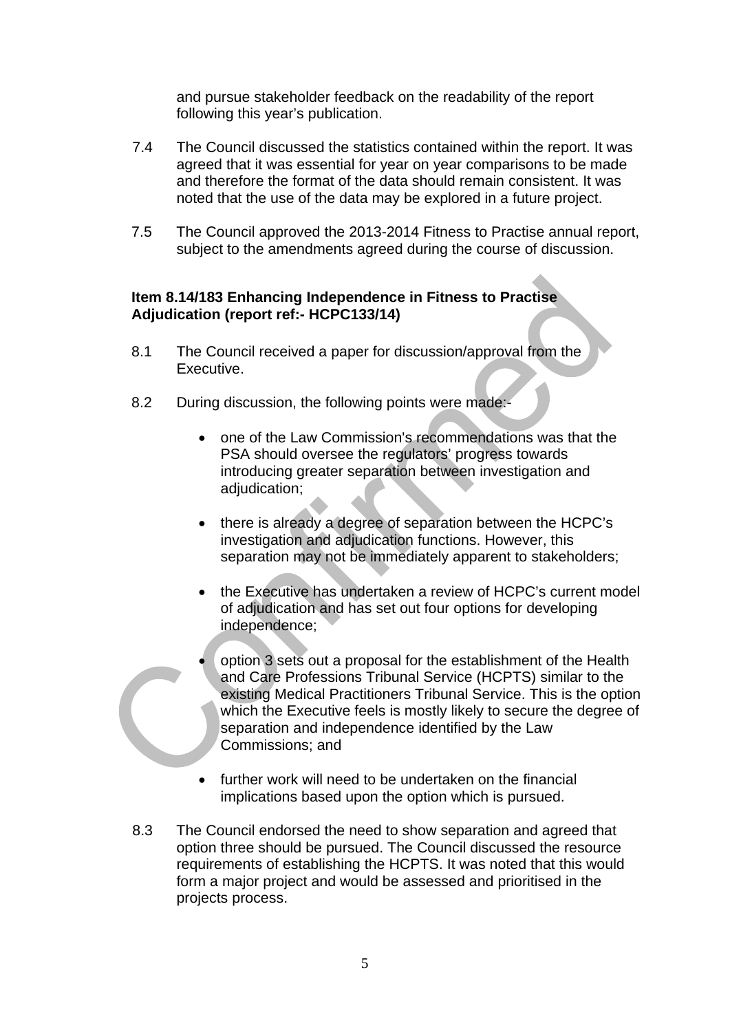and pursue stakeholder feedback on the readability of the report following this year's publication.

7.4 The Council discussed the statistics contained within the report. It was agreed that it was essential for year on year comparisons to be made and therefore the format of the data should remain consistent. It was noted that the use of the data may be explored in a future project.

7.5 The Council approved the 2013-2014 Fitness to Practise annual report, subject to the amendments agreed during the course of discussion.

**Item 8.14/183 Enhancing Independence in Fitness to Practise Adjudication (report ref:- HCPC133/14)**

8.1 The Council received a paper for discussion/approval from the Executive.

8.2 During discussion, the following points were made:-

- one of the Law Commission's recommendations was that the PSA should oversee the regulators' progress towards introducing greater separation between investigation and adjudication;

- there is already a degree of separation between the HCPC's investigation and adjudication functions. However, this separation may not be immediately apparent to stakeholders;

- the Executive has undertaken a review of HCPC's current model of adjudication and has set out four options for developing independence;

- option 3 sets out a proposal for the establishment of the Health and Care Professions Tribunal Service (HCPTS) similar to the existing Medical Practitioners Tribunal Service. This is the option which the Executive feels is mostly likely to secure the degree of separation and independence identified by the Law Commissions; and

- further work will need to be undertaken on the financial implications based upon the option which is pursued.

8.3 The Council endorsed the need to show separation and agreed that option three should be pursued. The Council discussed the resource requirements of establishing the HCPTS. It was noted that this would form a major project and would be assessed and prioritised in the projects process.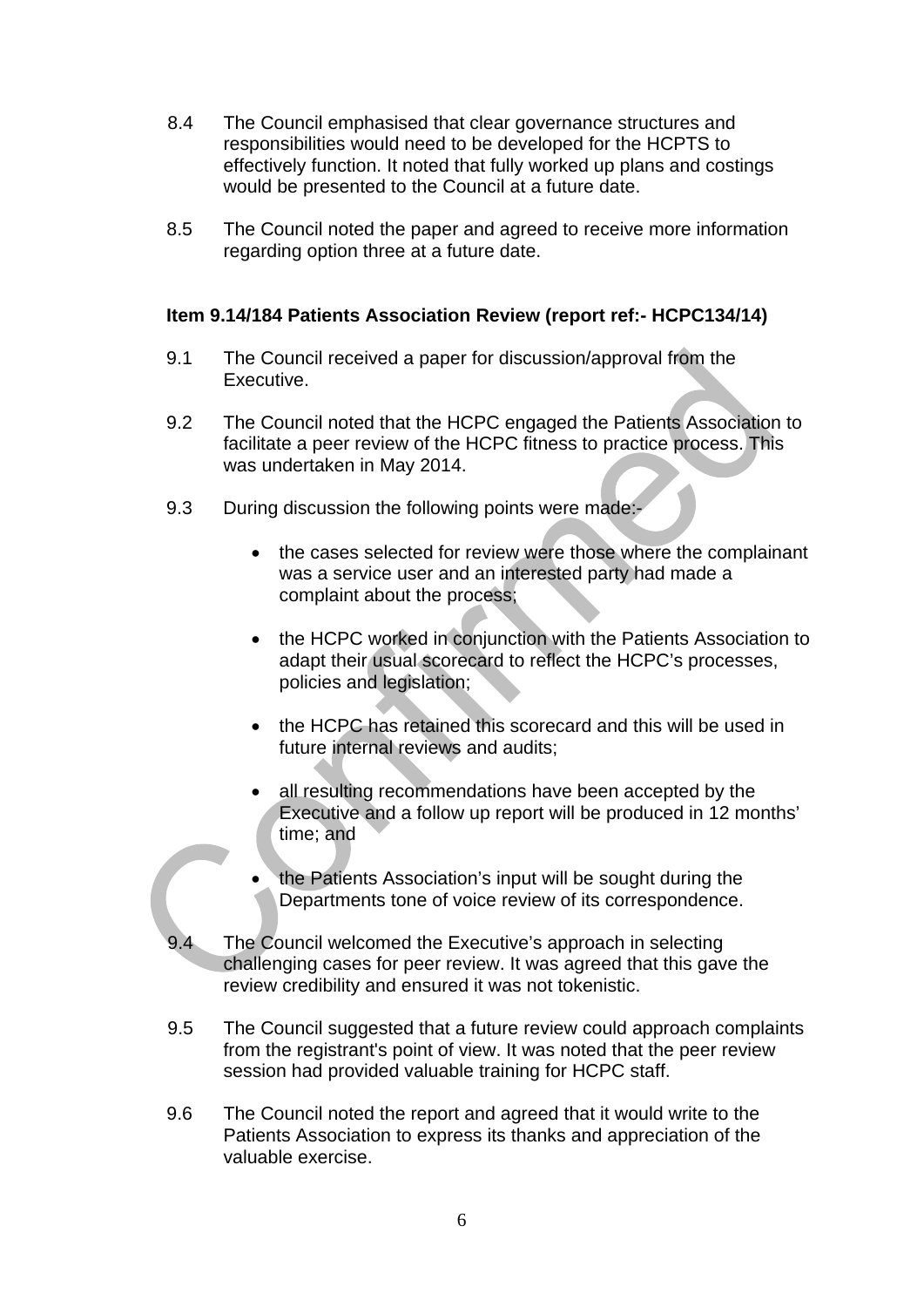8.4 The Council emphasised that clear governance structures and responsibilities would need to be developed for the HCPTS to effectively function. It noted that fully worked up plans and costings would be presented to the Council at a future date.

8.5 The Council noted the paper and agreed to receive more information regarding option three at a future date.

**Item 9.14/184 Patients Association Review (report ref:- HCPC134/14)**

9.1 The Council received a paper for discussion/approval from the Executive.

9.2 The Council noted that the HCPC engaged the Patients Association to facilitate a peer review of the HCPC fitness to practice process. This was undertaken in May 2014.

9.3 During discussion the following points were made:-

- the cases selected for review were those where the complainant was a service user and an interested party had made a complaint about the process;
- the HCPC worked in conjunction with the Patients Association to adapt their usual scorecard to reflect the HCPC's processes, policies and legislation;
- the HCPC has retained this scorecard and this will be used in future internal reviews and audits;
- all resulting recommendations have been accepted by the Executive and a follow up report will be produced in 12 months' time; and
- the Patients Association's input will be sought during the Departments tone of voice review of its correspondence.

9.4 The Council welcomed the Executive's approach in selecting challenging cases for peer review. It was agreed that this gave the review credibility and ensured it was not tokenistic.

9.5 The Council suggested that a future review could approach complaints from the registrant's point of view. It was noted that the peer review session had provided valuable training for HCPC staff.

9.6 The Council noted the report and agreed that it would write to the Patients Association to express its thanks and appreciation of the valuable exercise.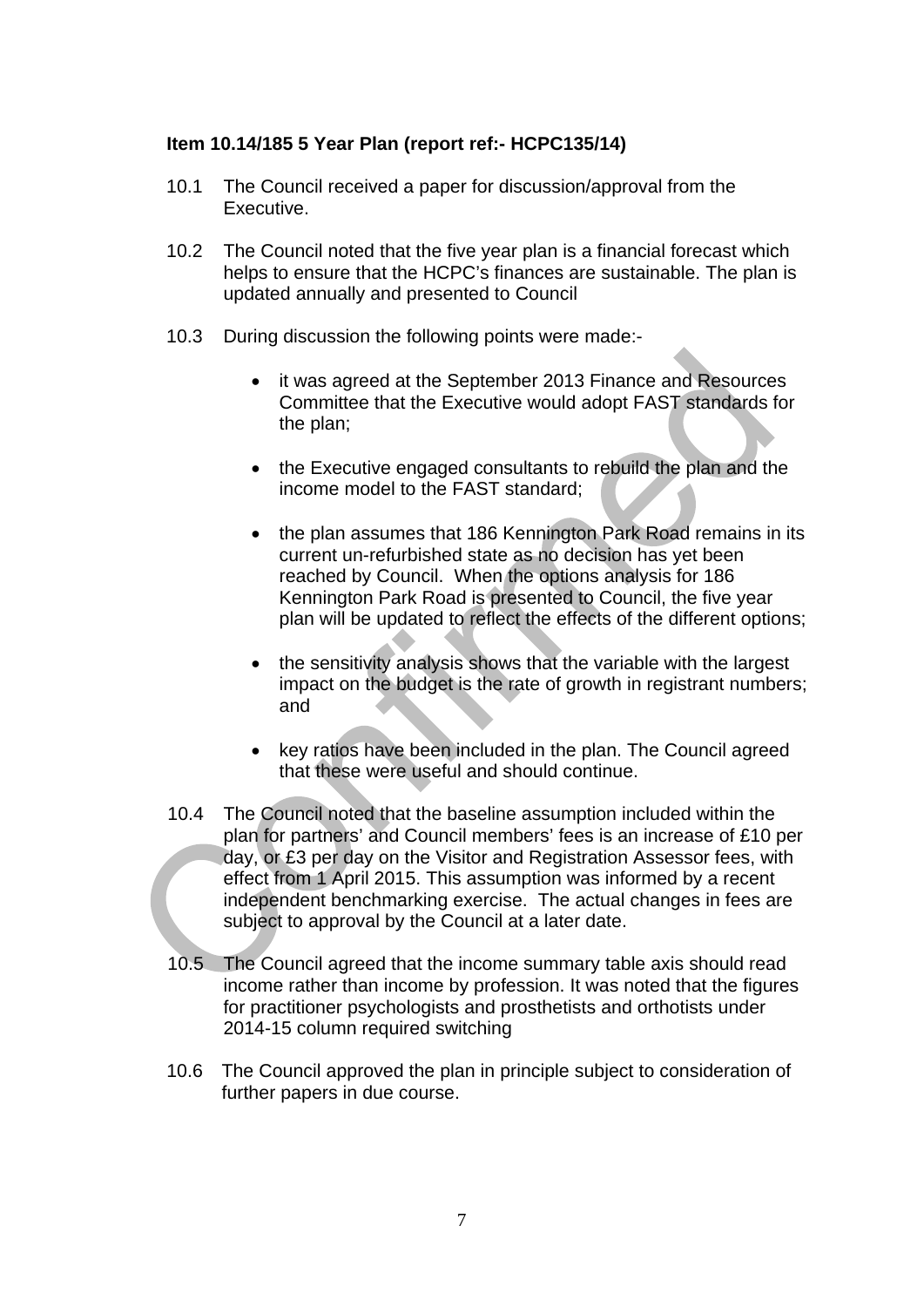**Item 10.14/185 5 Year Plan (report ref:- HCPC135/14)**

10.1 The Council received a paper for discussion/approval from the Executive.

10.2 The Council noted that the five year plan is a financial forecast which helps to ensure that the HCPC's finances are sustainable. The plan is updated annually and presented to Council

10.3 During discussion the following points were made:-

- it was agreed at the September 2013 Finance and Resources Committee that the Executive would adopt FAST standards for the plan;
- the Executive engaged consultants to rebuild the plan and the income model to the FAST standard;
- the plan assumes that 186 Kennington Park Road remains in its current un-refurbished state as no decision has yet been reached by Council. When the options analysis for 186 Kennington Park Road is presented to Council, the five year plan will be updated to reflect the effects of the different options;
- the sensitivity analysis shows that the variable with the largest impact on the budget is the rate of growth in registrant numbers; and
- key ratios have been included in the plan. The Council agreed that these were useful and should continue.

10.4 The Council noted that the baseline assumption included within the plan for partners' and Council members' fees is an increase of £10 per day, or £3 per day on the Visitor and Registration Assessor fees, with effect from 1 April 2015. This assumption was informed by a recent independent benchmarking exercise. The actual changes in fees are subject to approval by the Council at a later date.

10.5 The Council agreed that the income summary table axis should read income rather than income by profession. It was noted that the figures for practitioner psychologists and prosthetists and orthotists under 2014-15 column required switching

10.6 The Council approved the plan in principle subject to consideration of further papers in due course.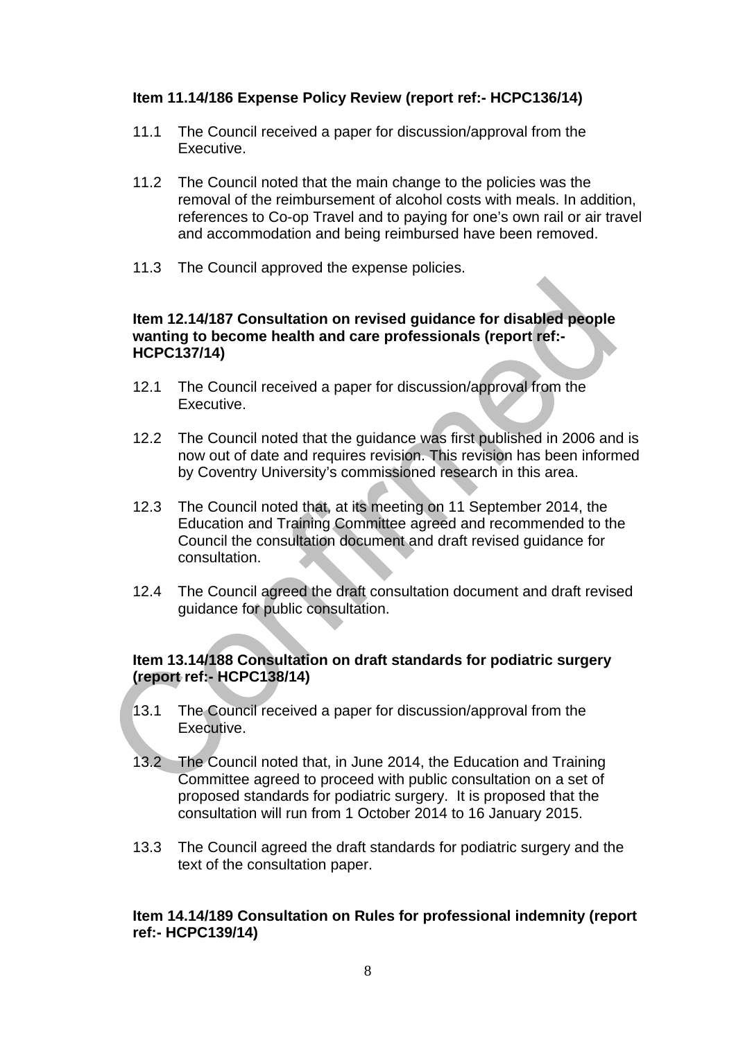**Item 11.14/186 Expense Policy Review (report ref:- HCPC136/14)**

11.1 The Council received a paper for discussion/approval from the Executive.

11.2 The Council noted that the main change to the policies was the removal of the reimbursement of alcohol costs with meals. In addition, references to Co-op Travel and to paying for one's own rail or air travel and accommodation and being reimbursed have been removed.

11.3 The Council approved the expense policies.

**Item 12.14/187 Consultation on revised guidance for disabled people wanting to become health and care professionals (report ref:- HCPC137/14)**

12.1 The Council received a paper for discussion/approval from the Executive.

12.2 The Council noted that the guidance was first published in 2006 and is now out of date and requires revision. This revision has been informed by Coventry University's commissioned research in this area.

12.3 The Council noted that, at its meeting on 11 September 2014, the Education and Training Committee agreed and recommended to the Council the consultation document and draft revised guidance for consultation.

12.4 The Council agreed the draft consultation document and draft revised guidance for public consultation.

**Item 13.14/188 Consultation on draft standards for podiatric surgery (report ref:- HCPC138/14)**

13.1 The Council received a paper for discussion/approval from the Executive.

13.2 The Council noted that, in June 2014, the Education and Training Committee agreed to proceed with public consultation on a set of proposed standards for podiatric surgery. It is proposed that the consultation will run from 1 October 2014 to 16 January 2015.

13.3 The Council agreed the draft standards for podiatric surgery and the text of the consultation paper.

**Item 14.14/189 Consultation on Rules for professional indemnity (report ref:- HCPC139/14)**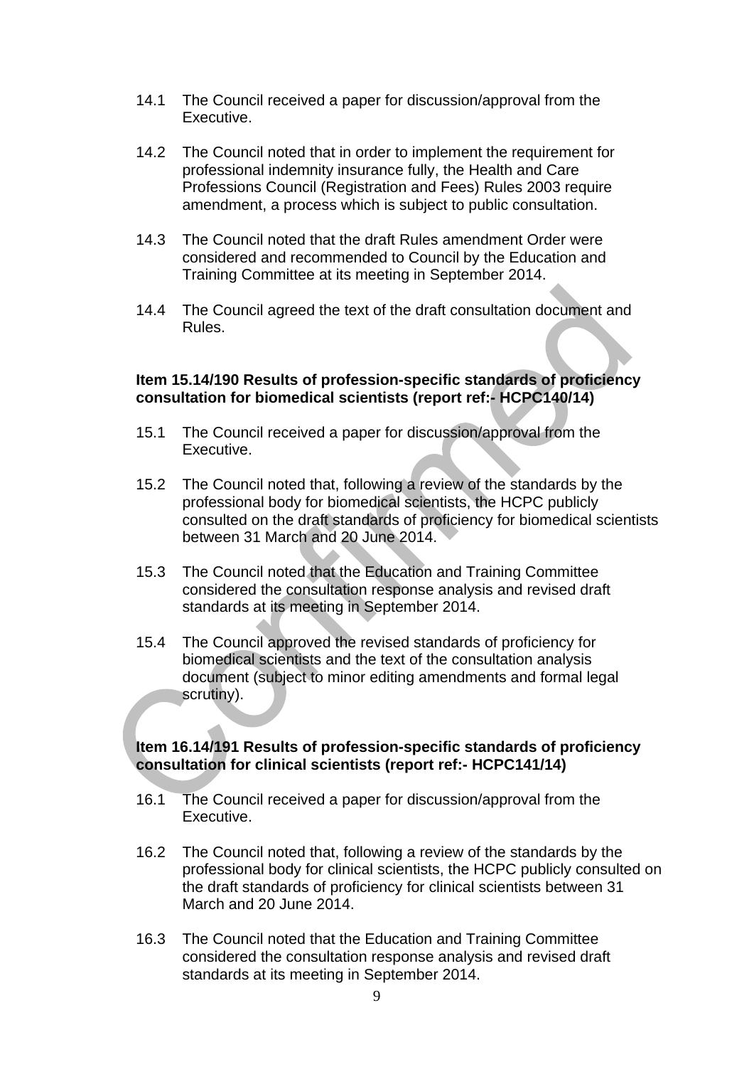14.1 The Council received a paper for discussion/approval from the Executive.

14.2 The Council noted that in order to implement the requirement for professional indemnity insurance fully, the Health and Care Professions Council (Registration and Fees) Rules 2003 require amendment, a process which is subject to public consultation.

14.3 The Council noted that the draft Rules amendment Order were considered and recommended to Council by the Education and Training Committee at its meeting in September 2014.

14.4 The Council agreed the text of the draft consultation document and Rules.

**Item 15.14/190 Results of profession-specific standards of proficiency consultation for biomedical scientists (report ref:- HCPC140/14)**

15.1 The Council received a paper for discussion/approval from the Executive.

15.2 The Council noted that, following a review of the standards by the professional body for biomedical scientists, the HCPC publicly consulted on the draft standards of proficiency for biomedical scientists between 31 March and 20 June 2014.

15.3 The Council noted that the Education and Training Committee considered the consultation response analysis and revised draft standards at its meeting in September 2014.

15.4 The Council approved the revised standards of proficiency for biomedical scientists and the text of the consultation analysis document (subject to minor editing amendments and formal legal scrutiny).

**Item 16.14/191 Results of profession-specific standards of proficiency consultation for clinical scientists (report ref:- HCPC141/14)**

16.1 The Council received a paper for discussion/approval from the Executive.

16.2 The Council noted that, following a review of the standards by the professional body for clinical scientists, the HCPC publicly consulted on the draft standards of proficiency for clinical scientists between 31 March and 20 June 2014.

16.3 The Council noted that the Education and Training Committee considered the consultation response analysis and revised draft standards at its meeting in September 2014.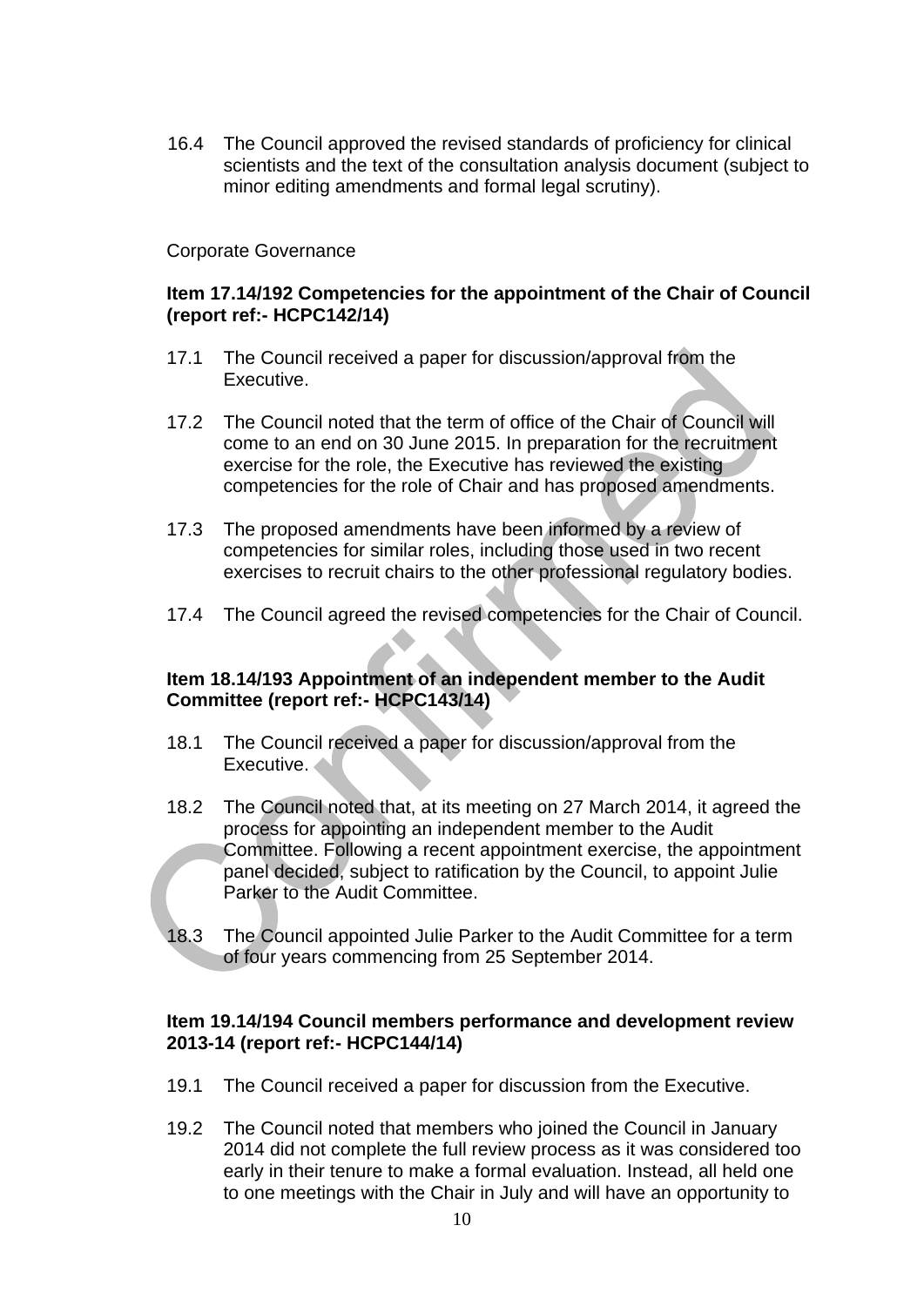16.4 The Council approved the revised standards of proficiency for clinical scientists and the text of the consultation analysis document (subject to minor editing amendments and formal legal scrutiny).

Corporate Governance

**Item 17.14/192 Competencies for the appointment of the Chair of Council (report ref:- HCPC142/14)**

17.1 The Council received a paper for discussion/approval from the Executive.

17.2 The Council noted that the term of office of the Chair of Council will come to an end on 30 June 2015. In preparation for the recruitment exercise for the role, the Executive has reviewed the existing competencies for the role of Chair and has proposed amendments.

17.3 The proposed amendments have been informed by a review of competencies for similar roles, including those used in two recent exercises to recruit chairs to the other professional regulatory bodies.

17.4 The Council agreed the revised competencies for the Chair of Council.

**Item 18.14/193 Appointment of an independent member to the Audit Committee (report ref:- HCPC143/14)**

18.1 The Council received a paper for discussion/approval from the Executive.

18.2 The Council noted that, at its meeting on 27 March 2014, it agreed the process for appointing an independent member to the Audit Committee. Following a recent appointment exercise, the appointment panel decided, subject to ratification by the Council, to appoint Julie Parker to the Audit Committee.

18.3 The Council appointed Julie Parker to the Audit Committee for a term of four years commencing from 25 September 2014.

**Item 19.14/194 Council members performance and development review 2013-14 (report ref:- HCPC144/14)**

19.1 The Council received a paper for discussion from the Executive.

19.2 The Council noted that members who joined the Council in January 2014 did not complete the full review process as it was considered too early in their tenure to make a formal evaluation. Instead, all held one to one meetings with the Chair in July and will have an opportunity to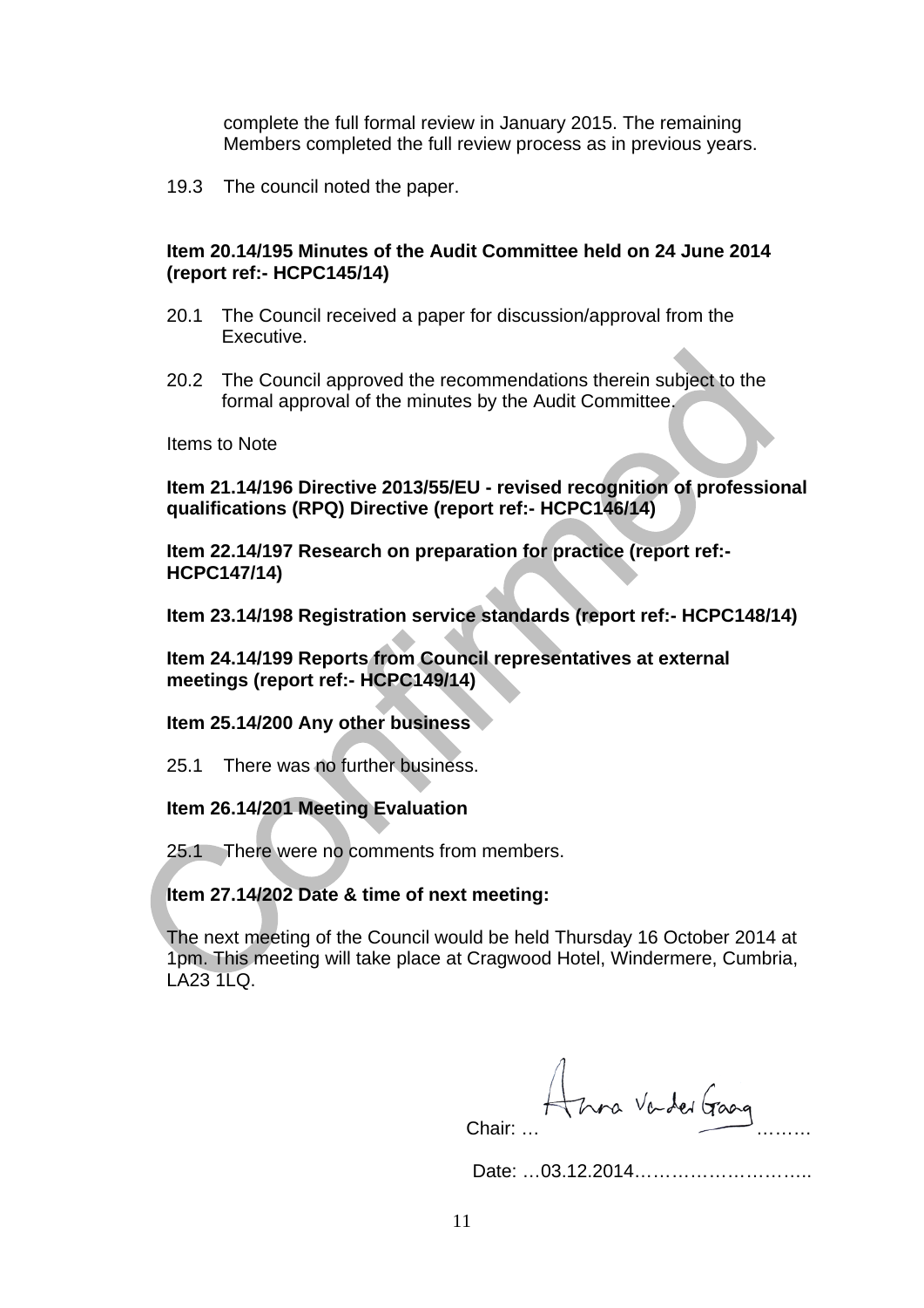complete the full formal review in January 2015. The remaining Members completed the full review process as in previous years.

19.3 The council noted the paper.

**Item 20.14/195 Minutes of the Audit Committee held on 24 June 2014 (report ref:- HCPC145/14)**

20.1 The Council received a paper for discussion/approval from the Executive.

20.2 The Council approved the recommendations therein subject to the formal approval of the minutes by the Audit Committee.

Items to Note

**Item 21.14/196 Directive 2013/55/EU - revised recognition of professional qualifications (RPQ) Directive (report ref:- HCPC146/14)**

**Item 22.14/197 Research on preparation for practice (report ref:- HCPC147/14)**

**Item 23.14/198 Registration service standards (report ref:- HCPC148/14)**

**Item 24.14/199 Reports from Council representatives at external meetings (report ref:- HCPC149/14)**

**Item 25.14/200 Any other business**

25.1 There was no further business.

**Item 26.14/201 Meeting Evaluation**

25.1 There were no comments from members.

**Item 27.14/202 Date & time of next meeting:**

The next meeting of the Council would be held Thursday 16 October 2014 at 1pm. This meeting will take place at Cragwood Hotel, Windermere, Cumbria, LA23 1LQ.

Confirmed

Chair: … Anna Van der Gaag ………

Date: …03.12.2014………………………..